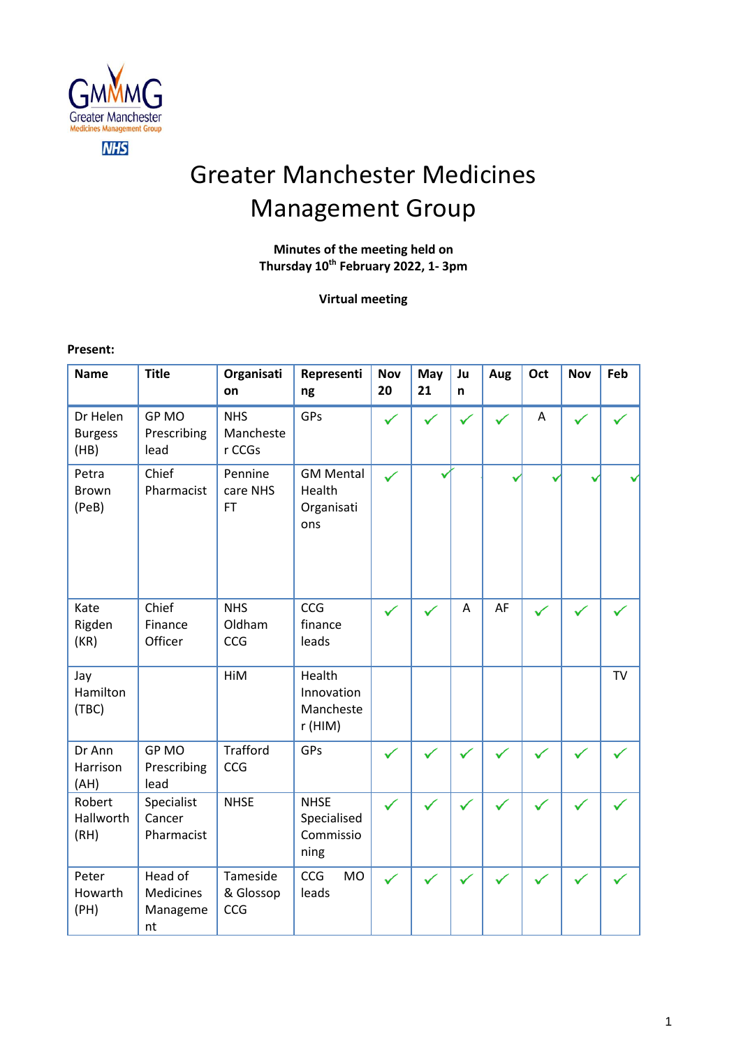# Greater Manchester Medicines Management Group

**Minutes of the meeting held on**
**Thursday 10th February 2022, 1- 3pm**

**Virtual meeting**

**Present:**

| Name | Title | Organisation | Representing | Nov 20 | May 21 | Jun | Aug | Oct | Nov | Feb |
|---|---|---|---|---|---|---|---|---|---|---|
| Dr Helen Burgess (HB) | GP MO Prescribing lead | NHS Manchester CCGs | GPs | ✓ | ✓ | ✓ | ✓ | A | ✓ | ✓ |
| Petra Brown (PeB) | Chief Pharmacist | Pennine care NHS FT | GM Mental Health Organisations | ✓ | ✓ | | ✓ | ✓ | ✓ | ✓ |
| Kate Rigden (KR) | Chief Finance Officer | NHS Oldham CCG | CCG finance leads | ✓ | ✓ | A | AF | ✓ | ✓ | ✓ |
| Jay Hamilton (TBC) | | HiM | Health Innovation Manchester (HIM) | | | | | | | TV |
| Dr Ann Harrison (AH) | GP MO Prescribing lead | Trafford CCG | GPs | ✓ | ✓ | ✓ | ✓ | ✓ | ✓ | ✓ |
| Robert Hallworth (RH) | Specialist Cancer Pharmacist | NHSE | NHSE Specialised Commissioning | ✓ | ✓ | ✓ | ✓ | ✓ | ✓ | ✓ |
| Peter Howarth (PH) | Head of Medicines Management | Tameside & Glossop CCG | CCG MO leads | ✓ | ✓ | ✓ | ✓ | ✓ | ✓ | ✓ |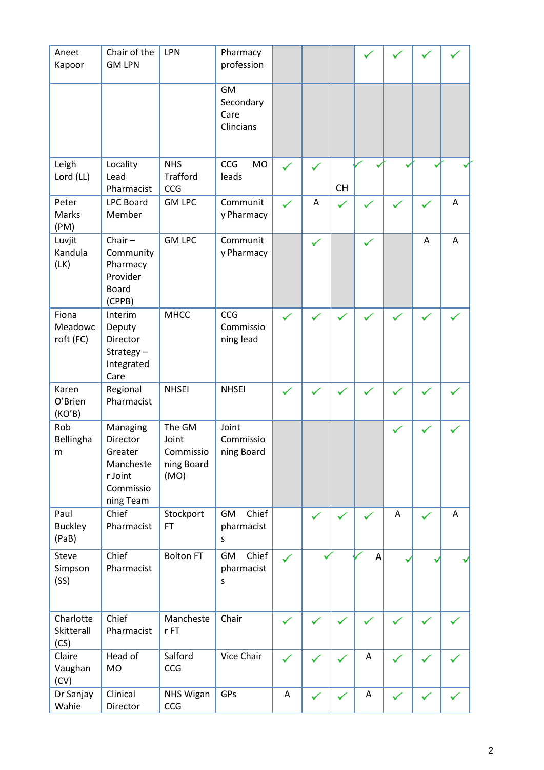| Aneet Kapoor | Chair of the GM LPN | LPN | Pharmacy profession | | | | ✓ | ✓ | ✓ | ✓ |
|---|---|---|---|---|---|---|---|---|---|---|
| | | | GM Secondary Care Clincians | | | | | | | |
| Leigh Lord (LL) | Locality Lead Pharmacist | NHS Trafford CCG | CCG MO leads | ✓ | ✓ | CH | ✓ | ✓ | ✓ | ✓ |
| Peter Marks (PM) | LPC Board Member | GM LPC | Community Pharmacy | ✓ | A | ✓ | ✓ | ✓ | ✓ | A |
| Luvjit Kandula (LK) | Chair – Community Pharmacy Provider Board (CPPB) | GM LPC | Community Pharmacy | | ✓ | | ✓ | | A | A |
| Fiona Meadowcroft (FC) | Interim Deputy Director Strategy – Integrated Care | MHCC | CCG Commissioning lead | ✓ | ✓ | ✓ | ✓ | ✓ | ✓ | ✓ |
| Karen O'Brien (KO'B) | Regional Pharmacist | NHSEI | NHSEI | ✓ | ✓ | ✓ | ✓ | ✓ | ✓ | ✓ |
| Rob Bellingham | Managing Director Greater Manchester Joint Commissioning Team | The GM Joint Commissioning Board (MO) | Joint Commissioning Board | | | | | ✓ | ✓ | ✓ |
| Paul Buckley (PaB) | Chief Pharmacist | Stockport FT | GM Chief pharmacists | | ✓ | ✓ | ✓ | A | ✓ | A |
| Steve Simpson (SS) | Chief Pharmacist | Bolton FT | GM Chief pharmacists | ✓ | ✓ | ✓ | A | ✓ | ✓ | ✓ |
| Charlotte Skitterall (CS) | Chief Pharmacist | Manchester FT | Chair | ✓ | ✓ | ✓ | ✓ | ✓ | ✓ | ✓ |
| Claire Vaughan (CV) | Head of MO | Salford CCG | Vice Chair | ✓ | ✓ | ✓ | A | ✓ | ✓ | ✓ |
| Dr Sanjay Wahie | Clinical Director | NHS Wigan CCG | GPs | A | ✓ | ✓ | A | ✓ | ✓ | ✓ |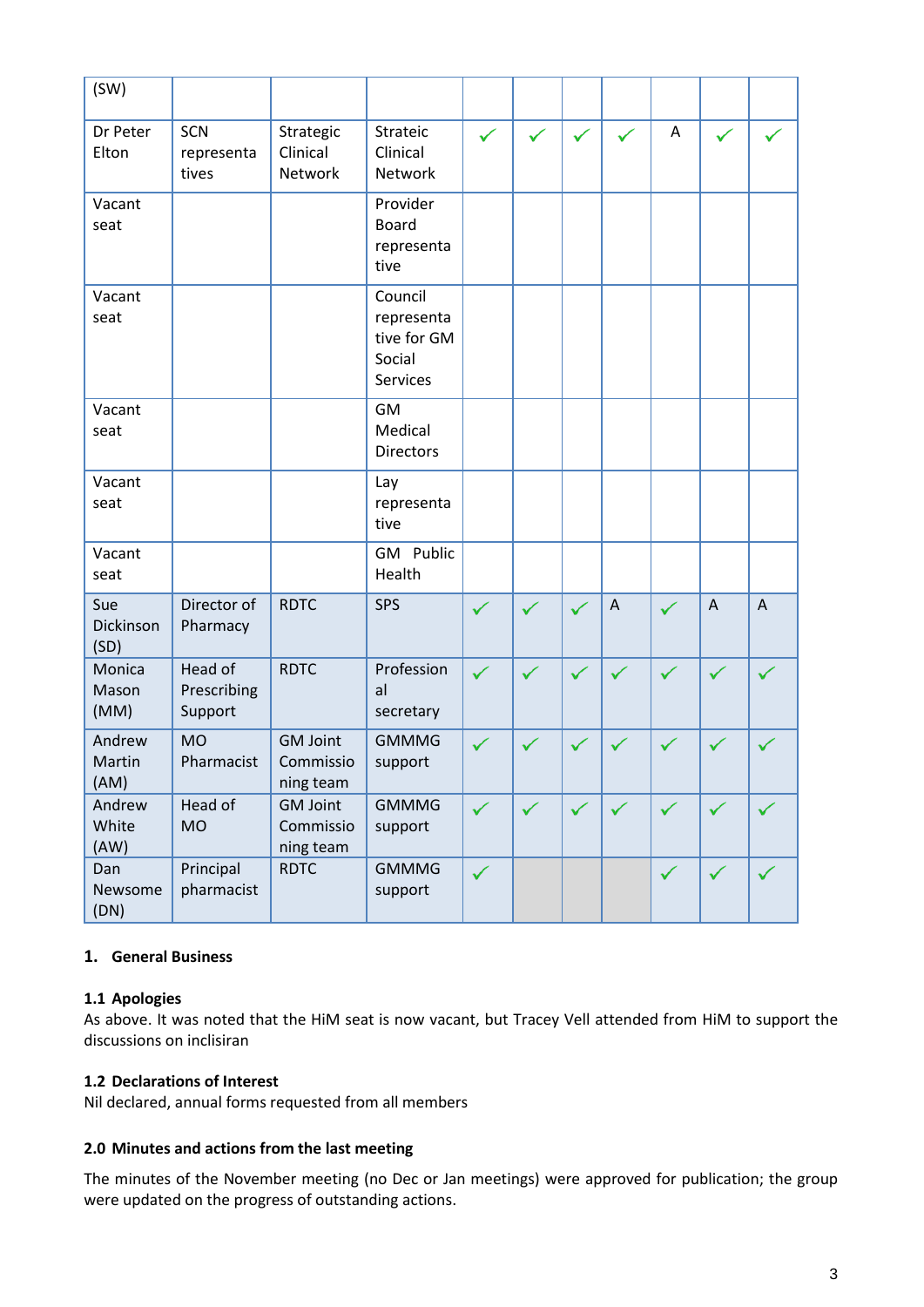| (SW) | | | | | | | | | | |
|---|---|---|---|---|---|---|---|---|---|---|
| Dr Peter Elton | SCN representatives | Strategic Clinical Network | Strateic Clinical Network | ✓ | ✓ | ✓ | ✓ | A | ✓ | ✓ |
| Vacant seat | | | Provider Board representative | | | | | | | |
| Vacant seat | | | Council representative for GM Social Services | | | | | | | |
| Vacant seat | | | GM Medical Directors | | | | | | | |
| Vacant seat | | | Lay representative | | | | | | | |
| Vacant seat | | | GM Public Health | | | | | | | |
| Sue Dickinson (SD) | Director of Pharmacy | RDTC | SPS | ✓ | ✓ | ✓ | A | ✓ | A | A |
| Monica Mason (MM) | Head of Prescribing Support | RDTC | Professional secretary | ✓ | ✓ | ✓ | ✓ | ✓ | ✓ | ✓ |
| Andrew Martin (AM) | MO Pharmacist | GM Joint Commissioning team | GMMMG support | ✓ | ✓ | ✓ | ✓ | ✓ | ✓ | ✓ |
| Andrew White (AW) | Head of MO | GM Joint Commissioning team | GMMMG support | ✓ | ✓ | ✓ | ✓ | ✓ | ✓ | ✓ |
| Dan Newsome (DN) | Principal pharmacist | RDTC | GMMMG support | ✓ | | | | ✓ | ✓ | ✓ |

## 1. General Business

### 1.1 Apologies

As above. It was noted that the HiM seat is now vacant, but Tracey Vell attended from HiM to support the discussions on inclisiran

### 1.2 Declarations of Interest

Nil declared, annual forms requested from all members

### 2.0 Minutes and actions from the last meeting

The minutes of the November meeting (no Dec or Jan meetings) were approved for publication; the group were updated on the progress of outstanding actions.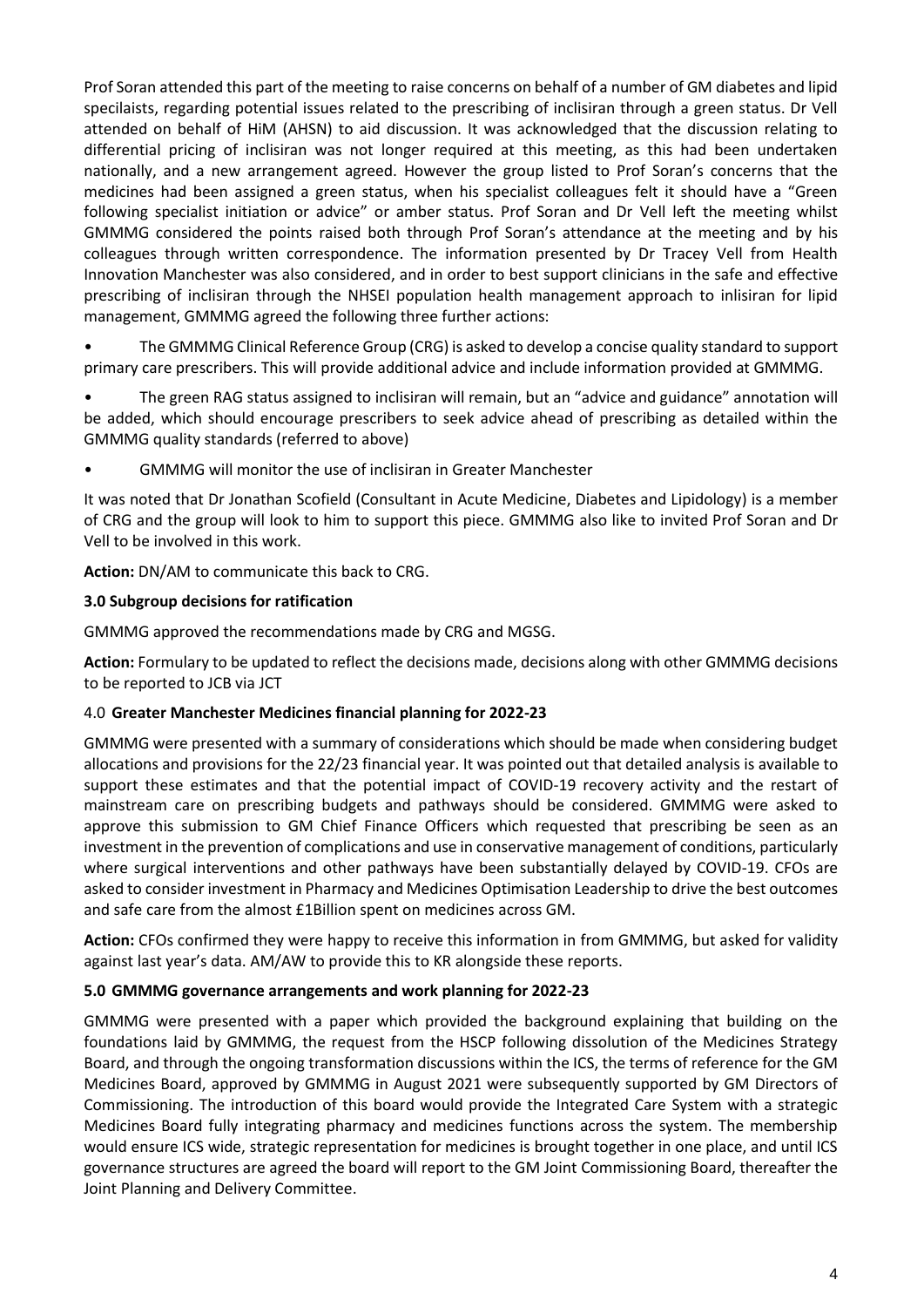Prof Soran attended this part of the meeting to raise concerns on behalf of a number of GM diabetes and lipid specilaists, regarding potential issues related to the prescribing of inclisiran through a green status. Dr Vell attended on behalf of HiM (AHSN) to aid discussion. It was acknowledged that the discussion relating to differential pricing of inclisiran was not longer required at this meeting, as this had been undertaken nationally, and a new arrangement agreed. However the group listed to Prof Soran's concerns that the medicines had been assigned a green status, when his specialist colleagues felt it should have a "Green following specialist initiation or advice" or amber status. Prof Soran and Dr Vell left the meeting whilst GMMMG considered the points raised both through Prof Soran's attendance at the meeting and by his colleagues through written correspondence. The information presented by Dr Tracey Vell from Health Innovation Manchester was also considered, and in order to best support clinicians in the safe and effective prescribing of inclisiran through the NHSEI population health management approach to inlisiran for lipid management, GMMMG agreed the following three further actions:

- The GMMMG Clinical Reference Group (CRG) is asked to develop a concise quality standard to support primary care prescribers. This will provide additional advice and include information provided at GMMMG.
- The green RAG status assigned to inclisiran will remain, but an "advice and guidance" annotation will be added, which should encourage prescribers to seek advice ahead of prescribing as detailed within the GMMMG quality standards (referred to above)
- GMMMG will monitor the use of inclisiran in Greater Manchester

It was noted that Dr Jonathan Scofield (Consultant in Acute Medicine, Diabetes and Lipidology) is a member of CRG and the group will look to him to support this piece. GMMMG also like to invited Prof Soran and Dr Vell to be involved in this work.

**Action:** DN/AM to communicate this back to CRG.

## 3.0 Subgroup decisions for ratification

GMMMG approved the recommendations made by CRG and MGSG.

**Action:** Formulary to be updated to reflect the decisions made, decisions along with other GMMMG decisions to be reported to JCB via JCT

## 4.0 **Greater Manchester Medicines financial planning for 2022-23**

GMMMG were presented with a summary of considerations which should be made when considering budget allocations and provisions for the 22/23 financial year. It was pointed out that detailed analysis is available to support these estimates and that the potential impact of COVID-19 recovery activity and the restart of mainstream care on prescribing budgets and pathways should be considered. GMMMG were asked to approve this submission to GM Chief Finance Officers which requested that prescribing be seen as an investment in the prevention of complications and use in conservative management of conditions, particularly where surgical interventions and other pathways have been substantially delayed by COVID-19. CFOs are asked to consider investment in Pharmacy and Medicines Optimisation Leadership to drive the best outcomes and safe care from the almost £1Billion spent on medicines across GM.

**Action:** CFOs confirmed they were happy to receive this information in from GMMMG, but asked for validity against last year's data. AM/AW to provide this to KR alongside these reports.

## 5.0 GMMMG governance arrangements and work planning for 2022-23

GMMMG were presented with a paper which provided the background explaining that building on the foundations laid by GMMMG, the request from the HSCP following dissolution of the Medicines Strategy Board, and through the ongoing transformation discussions within the ICS, the terms of reference for the GM Medicines Board, approved by GMMMG in August 2021 were subsequently supported by GM Directors of Commissioning. The introduction of this board would provide the Integrated Care System with a strategic Medicines Board fully integrating pharmacy and medicines functions across the system. The membership would ensure ICS wide, strategic representation for medicines is brought together in one place, and until ICS governance structures are agreed the board will report to the GM Joint Commissioning Board, thereafter the Joint Planning and Delivery Committee.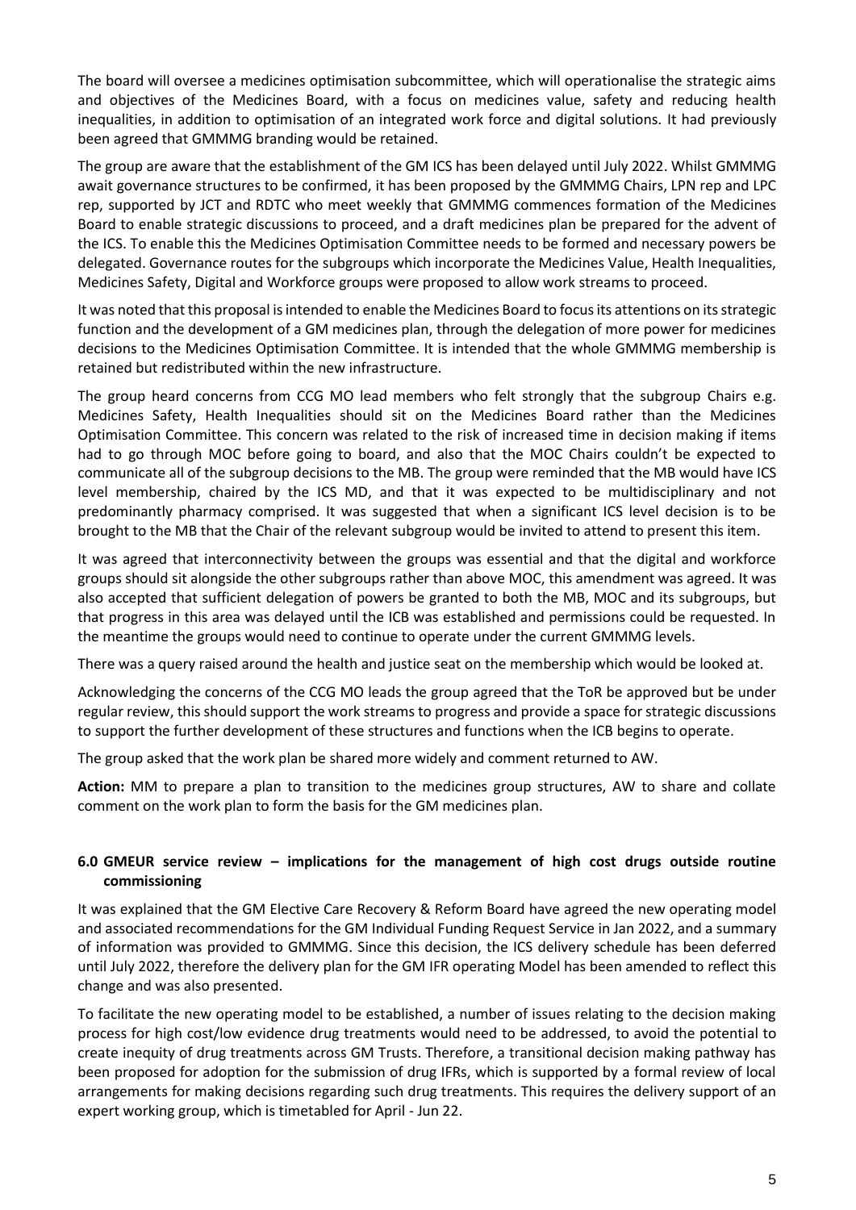The board will oversee a medicines optimisation subcommittee, which will operationalise the strategic aims and objectives of the Medicines Board, with a focus on medicines value, safety and reducing health inequalities, in addition to optimisation of an integrated work force and digital solutions. It had previously been agreed that GMMMG branding would be retained.

The group are aware that the establishment of the GM ICS has been delayed until July 2022. Whilst GMMMG await governance structures to be confirmed, it has been proposed by the GMMMG Chairs, LPN rep and LPC rep, supported by JCT and RDTC who meet weekly that GMMMG commences formation of the Medicines Board to enable strategic discussions to proceed, and a draft medicines plan be prepared for the advent of the ICS. To enable this the Medicines Optimisation Committee needs to be formed and necessary powers be delegated. Governance routes for the subgroups which incorporate the Medicines Value, Health Inequalities, Medicines Safety, Digital and Workforce groups were proposed to allow work streams to proceed.

It was noted that this proposal is intended to enable the Medicines Board to focus its attentions on its strategic function and the development of a GM medicines plan, through the delegation of more power for medicines decisions to the Medicines Optimisation Committee. It is intended that the whole GMMMG membership is retained but redistributed within the new infrastructure.

The group heard concerns from CCG MO lead members who felt strongly that the subgroup Chairs e.g. Medicines Safety, Health Inequalities should sit on the Medicines Board rather than the Medicines Optimisation Committee. This concern was related to the risk of increased time in decision making if items had to go through MOC before going to board, and also that the MOC Chairs couldn't be expected to communicate all of the subgroup decisions to the MB. The group were reminded that the MB would have ICS level membership, chaired by the ICS MD, and that it was expected to be multidisciplinary and not predominantly pharmacy comprised. It was suggested that when a significant ICS level decision is to be brought to the MB that the Chair of the relevant subgroup would be invited to attend to present this item.

It was agreed that interconnectivity between the groups was essential and that the digital and workforce groups should sit alongside the other subgroups rather than above MOC, this amendment was agreed. It was also accepted that sufficient delegation of powers be granted to both the MB, MOC and its subgroups, but that progress in this area was delayed until the ICB was established and permissions could be requested. In the meantime the groups would need to continue to operate under the current GMMMG levels.

There was a query raised around the health and justice seat on the membership which would be looked at.

Acknowledging the concerns of the CCG MO leads the group agreed that the ToR be approved but be under regular review, this should support the work streams to progress and provide a space for strategic discussions to support the further development of these structures and functions when the ICB begins to operate.

The group asked that the work plan be shared more widely and comment returned to AW.

**Action:** MM to prepare a plan to transition to the medicines group structures, AW to share and collate comment on the work plan to form the basis for the GM medicines plan.

## 6.0 GMEUR service review – implications for the management of high cost drugs outside routine commissioning

It was explained that the GM Elective Care Recovery & Reform Board have agreed the new operating model and associated recommendations for the GM Individual Funding Request Service in Jan 2022, and a summary of information was provided to GMMMG. Since this decision, the ICS delivery schedule has been deferred until July 2022, therefore the delivery plan for the GM IFR operating Model has been amended to reflect this change and was also presented.

To facilitate the new operating model to be established, a number of issues relating to the decision making process for high cost/low evidence drug treatments would need to be addressed, to avoid the potential to create inequity of drug treatments across GM Trusts. Therefore, a transitional decision making pathway has been proposed for adoption for the submission of drug IFRs, which is supported by a formal review of local arrangements for making decisions regarding such drug treatments. This requires the delivery support of an expert working group, which is timetabled for April - Jun 22.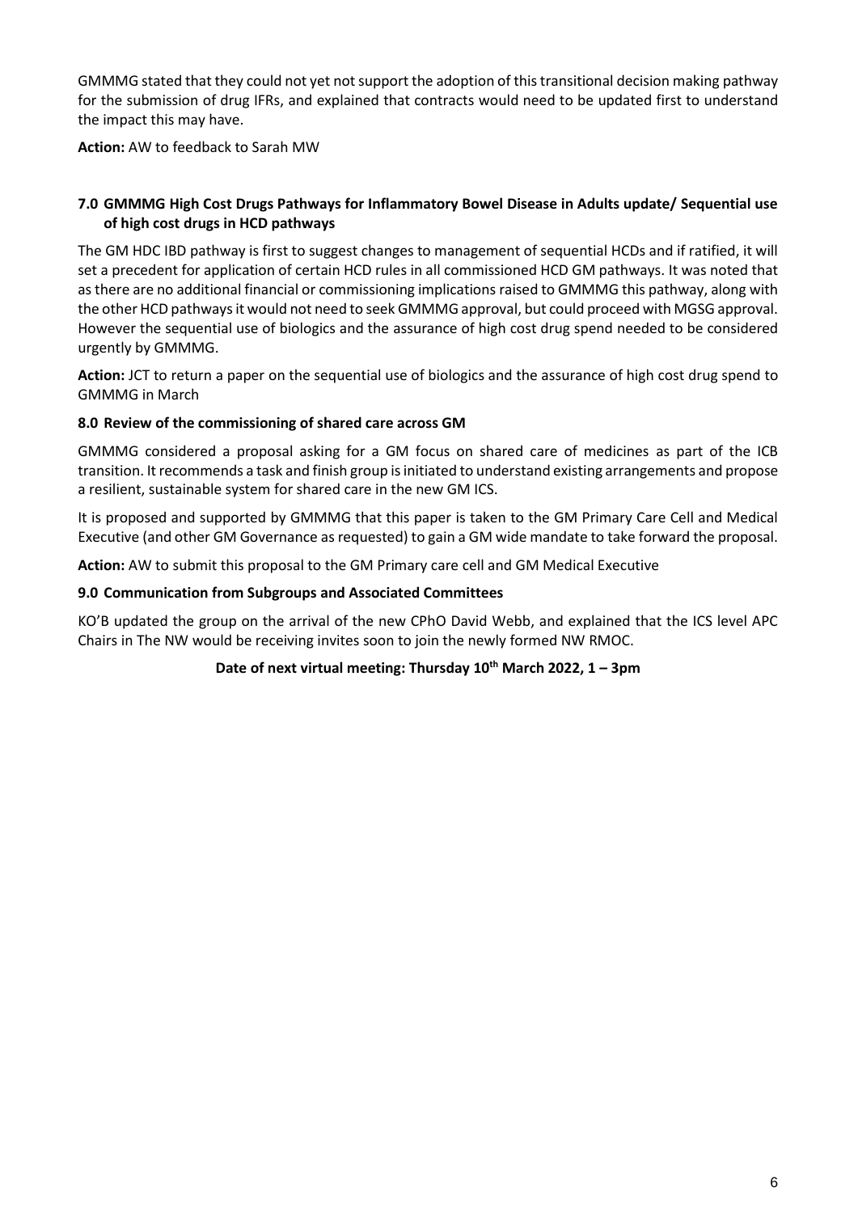GMMMG stated that they could not yet not support the adoption of this transitional decision making pathway for the submission of drug IFRs, and explained that contracts would need to be updated first to understand the impact this may have.

**Action:** AW to feedback to Sarah MW

### 7.0 GMMMG High Cost Drugs Pathways for Inflammatory Bowel Disease in Adults update/ Sequential use of high cost drugs in HCD pathways

The GM HDC IBD pathway is first to suggest changes to management of sequential HCDs and if ratified, it will set a precedent for application of certain HCD rules in all commissioned HCD GM pathways. It was noted that as there are no additional financial or commissioning implications raised to GMMMG this pathway, along with the other HCD pathways it would not need to seek GMMMG approval, but could proceed with MGSG approval. However the sequential use of biologics and the assurance of high cost drug spend needed to be considered urgently by GMMMG.

**Action:** JCT to return a paper on the sequential use of biologics and the assurance of high cost drug spend to GMMMG in March

### 8.0 Review of the commissioning of shared care across GM

GMMMG considered a proposal asking for a GM focus on shared care of medicines as part of the ICB transition. It recommends a task and finish group is initiated to understand existing arrangements and propose a resilient, sustainable system for shared care in the new GM ICS.

It is proposed and supported by GMMMG that this paper is taken to the GM Primary Care Cell and Medical Executive (and other GM Governance as requested) to gain a GM wide mandate to take forward the proposal.

**Action:** AW to submit this proposal to the GM Primary care cell and GM Medical Executive

### 9.0 Communication from Subgroups and Associated Committees

KO'B updated the group on the arrival of the new CPhO David Webb, and explained that the ICS level APC Chairs in The NW would be receiving invites soon to join the newly formed NW RMOC.

**Date of next virtual meeting: Thursday 10th March 2022, 1 – 3pm**